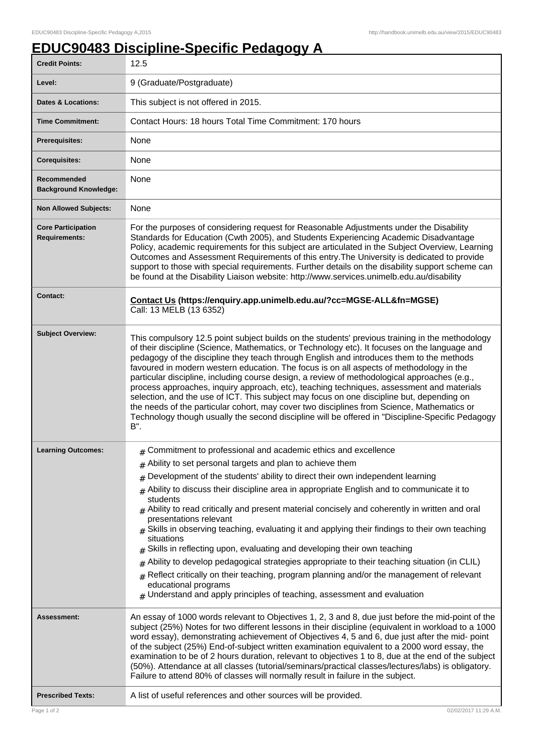# EDUC90483 Discipline-Specific Pedagogy A

| | |
|---|---|
| **Credit Points:** | 12.5 |
| **Level:** | 9 (Graduate/Postgraduate) |
| **Dates & Locations:** | This subject is not offered in 2015. |
| **Time Commitment:** | Contact Hours: 18 hours Total Time Commitment: 170 hours |
| **Prerequisites:** | None |
| **Corequisites:** | None |
| **Recommended Background Knowledge:** | None |
| **Non Allowed Subjects:** | None |
| **Core Participation Requirements:** | For the purposes of considering request for Reasonable Adjustments under the Disability Standards for Education (Cwth 2005), and Students Experiencing Academic Disadvantage Policy, academic requirements for this subject are articulated in the Subject Overview, Learning Outcomes and Assessment Requirements of this entry.The University is dedicated to provide support to those with special requirements. Further details on the disability support scheme can be found at the Disability Liaison website: http://www.services.unimelb.edu.au/disability |
| **Contact:** | **Contact Us (https://enquiry.app.unimelb.edu.au/?cc=MGSE-ALL&fn=MGSE)** Call: 13 MELB (13 6352) |
| **Subject Overview:** | This compulsory 12.5 point subject builds on the students' previous training in the methodology of their discipline (Science, Mathematics, or Technology etc). It focuses on the language and pedagogy of the discipline they teach through English and introduces them to the methods favoured in modern western education. The focus is on all aspects of methodology in the particular discipline, including course design, a review of methodological approaches (e.g., process approaches, inquiry approach, etc), teaching techniques, assessment and materials selection, and the use of ICT. This subject may focus on one discipline but, depending on the needs of the particular cohort, may cover two disciplines from Science, Mathematics or Technology though usually the second discipline will be offered in "Discipline-Specific Pedagogy B". |
| **Learning Outcomes:** | # Commitment to professional and academic ethics and excellence<br># Ability to set personal targets and plan to achieve them<br># Development of the students' ability to direct their own independent learning<br># Ability to discuss their discipline area in appropriate English and to communicate it to students<br># Ability to read critically and present material concisely and coherently in written and oral presentations relevant<br># Skills in observing teaching, evaluating it and applying their findings to their own teaching situations<br># Skills in reflecting upon, evaluating and developing their own teaching<br># Ability to develop pedagogical strategies appropriate to their teaching situation (in CLIL)<br># Reflect critically on their teaching, program planning and/or the management of relevant educational programs<br># Understand and apply principles of teaching, assessment and evaluation |
| **Assessment:** | An essay of 1000 words relevant to Objectives 1, 2, 3 and 8, due just before the mid-point of the subject (25%) Notes for two different lessons in their discipline (equivalent in workload to a 1000 word essay), demonstrating achievement of Objectives 4, 5 and 6, due just after the mid- point of the subject (25%) End-of-subject written examination equivalent to a 2000 word essay, the examination to be of 2 hours duration, relevant to objectives 1 to 8, due at the end of the subject (50%). Attendance at all classes (tutorial/seminars/practical classes/lectures/labs) is obligatory. Failure to attend 80% of classes will normally result in failure in the subject. |
| **Prescribed Texts:** | A list of useful references and other sources will be provided. |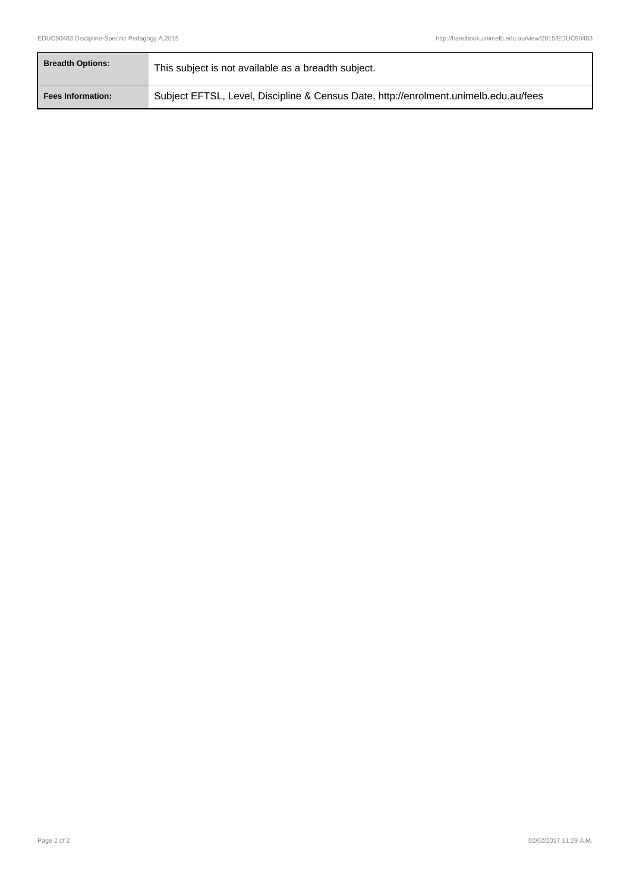| | |
|---|---|
| **Breadth Options:** | This subject is not available as a breadth subject. |
| **Fees Information:** | Subject EFTSL, Level, Discipline & Census Date, http://enrolment.unimelb.edu.au/fees |